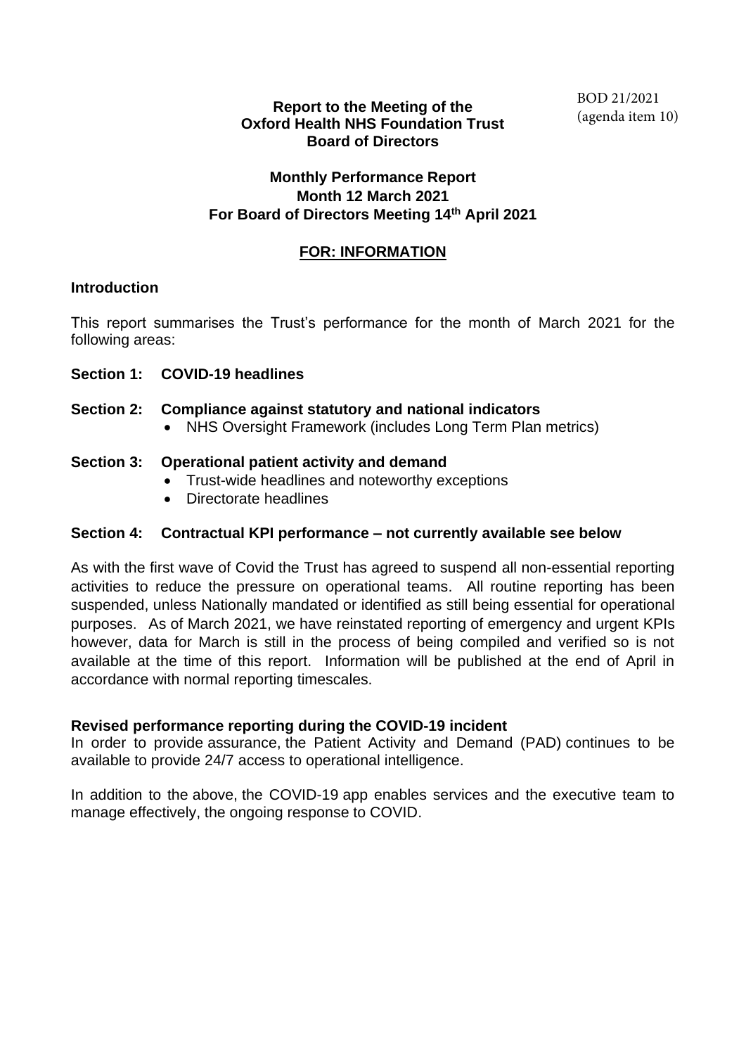BOD 21/2021
(agenda item 10)

**Report to the Meeting of the**
**Oxford Health NHS Foundation Trust**
**Board of Directors**

**Monthly Performance Report**
**Month 12 March 2021**
**For Board of Directors Meeting 14th April 2021**

**FOR: INFORMATION**

## Introduction

This report summarises the Trust's performance for the month of March 2021 for the following areas:

**Section 1: COVID-19 headlines**

**Section 2: Compliance against statutory and national indicators**

- NHS Oversight Framework (includes Long Term Plan metrics)

**Section 3: Operational patient activity and demand**

- Trust-wide headlines and noteworthy exceptions
- Directorate headlines

**Section 4: Contractual KPI performance – not currently available see below**

As with the first wave of Covid the Trust has agreed to suspend all non-essential reporting activities to reduce the pressure on operational teams. All routine reporting has been suspended, unless Nationally mandated or identified as still being essential for operational purposes. As of March 2021, we have reinstated reporting of emergency and urgent KPIs however, data for March is still in the process of being compiled and verified so is not available at the time of this report. Information will be published at the end of April in accordance with normal reporting timescales.

**Revised performance reporting during the COVID-19 incident**

In order to provide assurance, the Patient Activity and Demand (PAD) continues to be available to provide 24/7 access to operational intelligence.

In addition to the above, the COVID-19 app enables services and the executive team to manage effectively, the ongoing response to COVID.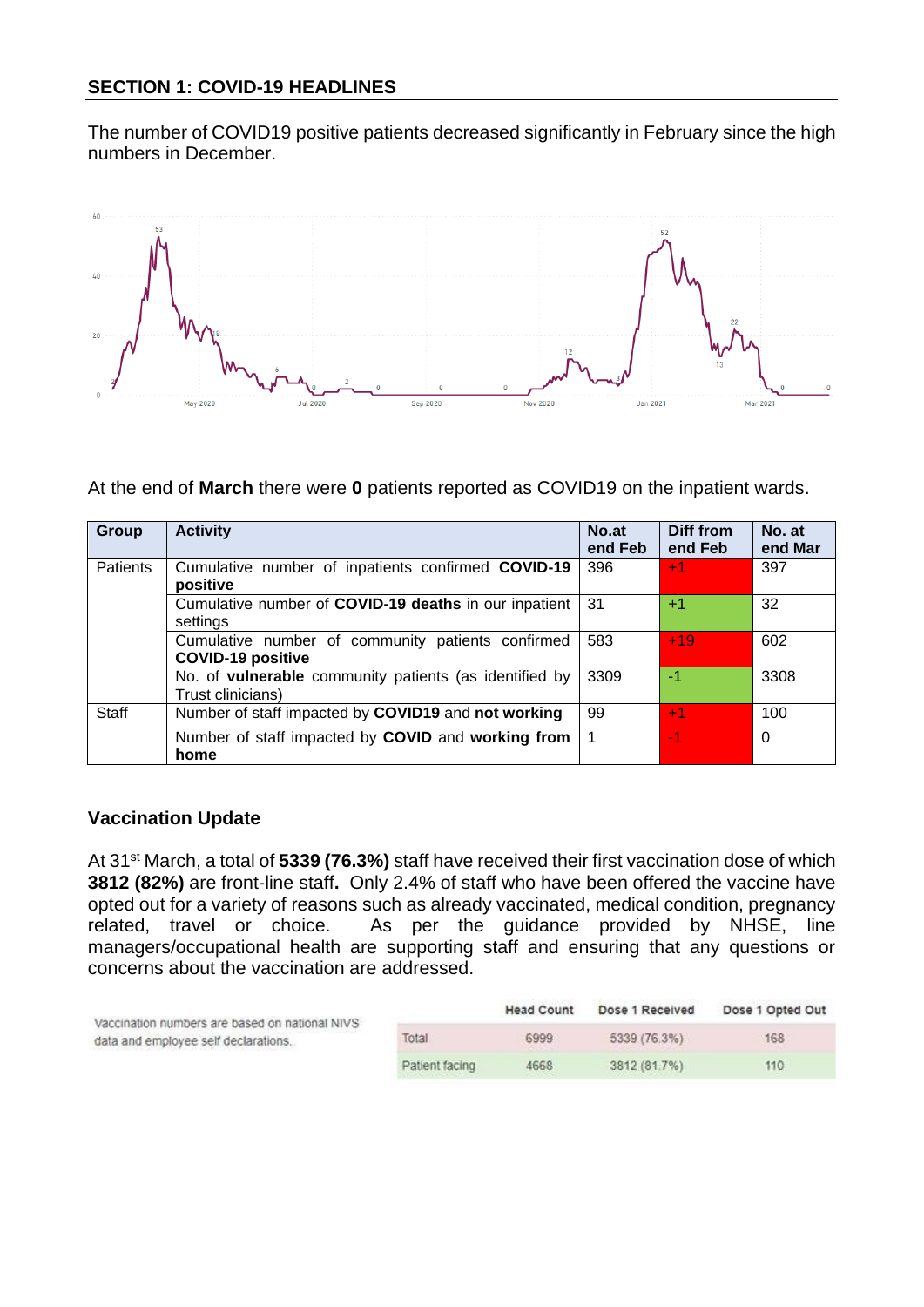## SECTION 1: COVID-19 HEADLINES

The number of COVID19 positive patients decreased significantly in February since the high numbers in December.

At the end of **March** there were **0** patients reported as COVID19 on the inpatient wards.

| Group | Activity | No.at end Feb | Diff from end Feb | No. at end Mar |
|---|---|---|---|---|
| Patients | Cumulative number of inpatients confirmed **COVID-19 positive** | 396 | +1 | 397 |
| | Cumulative number of **COVID-19 deaths** in our inpatient settings | 31 | +1 | 32 |
| | Cumulative number of community patients confirmed **COVID-19 positive** | 583 | +19 | 602 |
| | No. of **vulnerable** community patients (as identified by Trust clinicians) | 3309 | -1 | 3308 |
| Staff | Number of staff impacted by **COVID19** and **not working** | 99 | +1 | 100 |
| | Number of staff impacted by **COVID** and **working from home** | 1 | -1 | 0 |

### Vaccination Update

At 31st March, a total of **5339 (76.3%)** staff have received their first vaccination dose of which **3812 (82%)** are front-line staff**.** Only 2.4% of staff who have been offered the vaccine have opted out for a variety of reasons such as already vaccinated, medical condition, pregnancy related, travel or choice. As per the guidance provided by NHSE, line managers/occupational health are supporting staff and ensuring that any questions or concerns about the vaccination are addressed.

Vaccination numbers are based on national NIVS data and employee self declarations.

| | Head Count | Dose 1 Received | Dose 1 Opted Out |
|---|---|---|---|
| Total | 6999 | 5339 (76.3%) | 168 |
| Patient facing | 4668 | 3812 (81.7%) | 110 |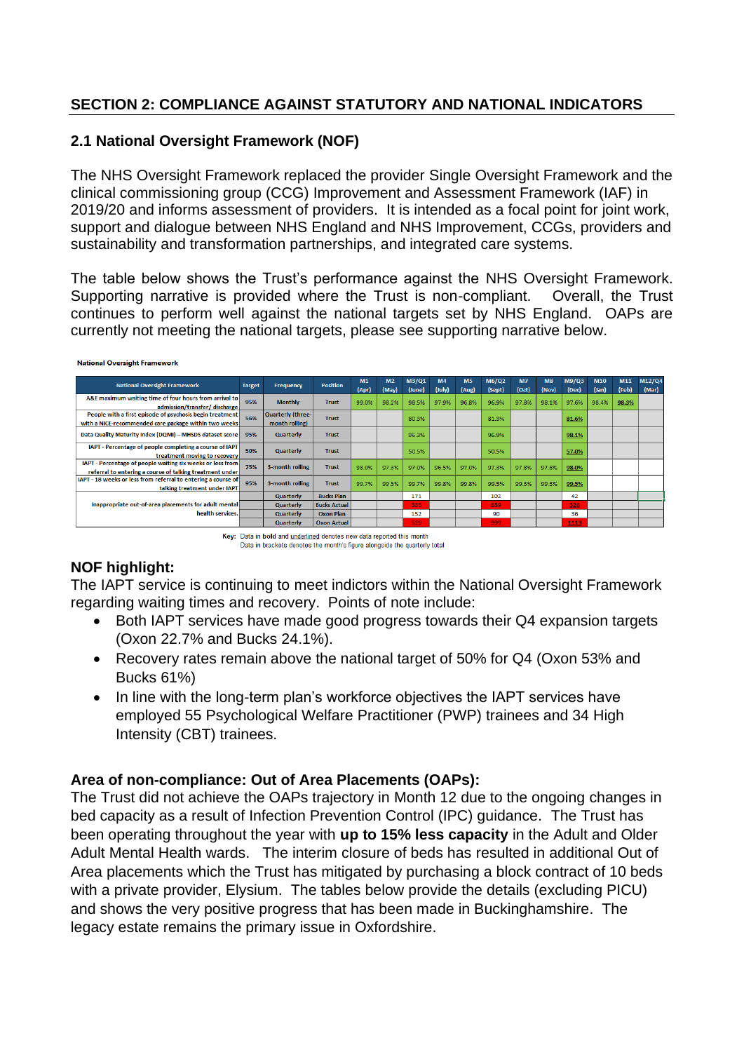## SECTION 2: COMPLIANCE AGAINST STATUTORY AND NATIONAL INDICATORS

### 2.1 National Oversight Framework (NOF)

The NHS Oversight Framework replaced the provider Single Oversight Framework and the clinical commissioning group (CCG) Improvement and Assessment Framework (IAF) in 2019/20 and informs assessment of providers. It is intended as a focal point for joint work, support and dialogue between NHS England and NHS Improvement, CCGs, providers and sustainability and transformation partnerships, and integrated care systems.

The table below shows the Trust's performance against the NHS Oversight Framework. Supporting narrative is provided where the Trust is non-compliant. Overall, the Trust continues to perform well against the national targets set by NHS England. OAPs are currently not meeting the national targets, please see supporting narrative below.

**National Oversight Framework**

| National Oversight Framework | Target | Frequency | Position | M1 (Apr) | M2 (May) | M3/Q1 (June) | M4 (July) | M5 (Aug) | M6/Q2 (Sept) | M7 (Oct) | M8 (Nov) | M9/Q3 (Dec) | M10 (Jan) | M11 (Feb) | M12/Q4 (Mar) |
|---|---|---|---|---|---|---|---|---|---|---|---|---|---|---|---|
| A&E maximum waiting time of four hours from arrival to admission/transfer/ discharge | 95% | Monthly | Trust | 99.0% | 98.2% | 98.5% | 97.9% | 96.8% | 96.9% | 97.8% | 98.1% | 97.6% | 98.4% | **98.3%** | |
| People with a first episode of psychosis begin treatment with a NICE-recommended care package within two weeks | 56% | Quarterly (three-month rolling) | Trust | | | 80.3% | | | 81.3% | | | **81.6%** | | | |
| Data Quality Maturity Index (DQMI) – MHSDS dataset score | 95% | Quarterly | Trust | | | 96.3% | | | 96.9% | | | **98.1%** | | | |
| IAPT - Percentage of people completing a course of IAPT treatment moving to recovery | 50% | Quarterly | Trust | | | 50.5% | | | 50.5% | | | **57.0%** | | | |
| IAPT - Percentage of people waiting six weeks or less from referral to entering a course of talking treatment under | 75% | 3-month rolling | Trust | 98.0% | 97.3% | 97.0% | 96.5% | 97.0% | 97.3% | 97.8% | 97.8% | **98.0%** | | | |
| IAPT - 18 weeks or less from referral to entering a course of talking treatment under IAPT | 95% | 3-month rolling | Trust | 99.7% | 99.5% | 99.7% | 99.8% | 99.8% | 99.5% | 99.3% | 99.3% | **99.5%** | | | |
| Inappropriate out-of-area placements for adult mental health services. | | Quarterly | Bucks Plan | | | 171 | | | 102 | | | 42 | | | |
| | | Quarterly | Bucks Actual | | | 385 | | | 639 | | | 226 | | | |
| | | Quarterly | Oxon Plan | | | 152 | | | 90 | | | 36 | | | |
| | | Quarterly | Oxon Actual | | | 579 | | | 999 | | | 1111 | | | |

Key: Data in **bold** and underlined denotes new data reported this month
Data in brackets denotes the month's figure alongside the quarterly total

**NOF highlight:**
The IAPT service is continuing to meet indictors within the National Oversight Framework regarding waiting times and recovery. Points of note include:

- Both IAPT services have made good progress towards their Q4 expansion targets (Oxon 22.7% and Bucks 24.1%).
- Recovery rates remain above the national target of 50% for Q4 (Oxon 53% and Bucks 61%)
- In line with the long-term plan's workforce objectives the IAPT services have employed 55 Psychological Welfare Practitioner (PWP) trainees and 34 High Intensity (CBT) trainees.

**Area of non-compliance: Out of Area Placements (OAPs):**
The Trust did not achieve the OAPs trajectory in Month 12 due to the ongoing changes in bed capacity as a result of Infection Prevention Control (IPC) guidance. The Trust has been operating throughout the year with **up to 15% less capacity** in the Adult and Older Adult Mental Health wards. The interim closure of beds has resulted in additional Out of Area placements which the Trust has mitigated by purchasing a block contract of 10 beds with a private provider, Elysium. The tables below provide the details (excluding PICU) and shows the very positive progress that has been made in Buckinghamshire. The legacy estate remains the primary issue in Oxfordshire.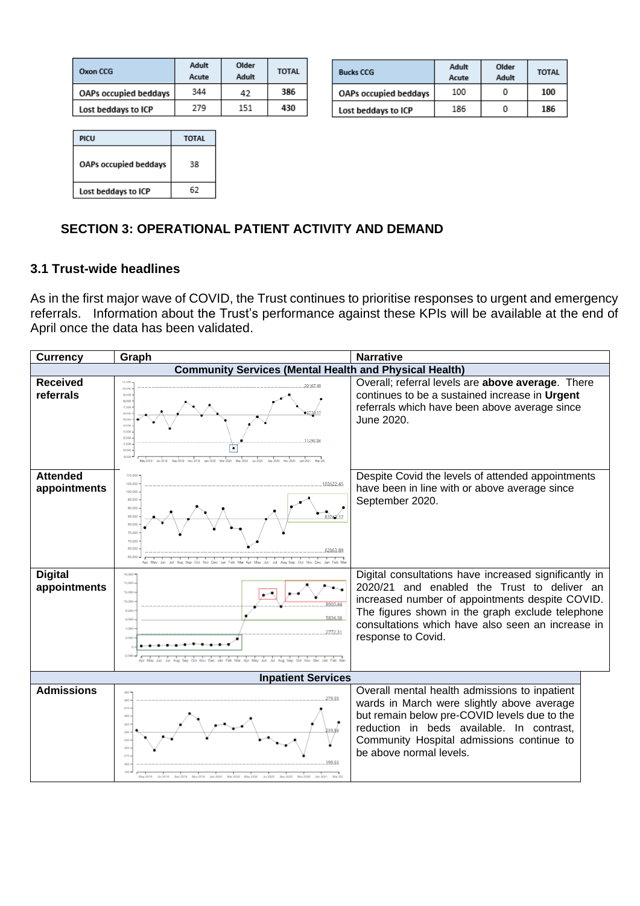| Oxon CCG | Adult Acute | Older Adult | TOTAL |
|---|---|---|---|
| OAPs occupied beddays | 344 | 42 | 386 |
| Lost beddays to ICP | 279 | 151 | 430 |

| Bucks CCG | Adult Acute | Older Adult | TOTAL |
|---|---|---|---|
| OAPs occupied beddays | 100 | 0 | 100 |
| Lost beddays to ICP | 186 | 0 | 186 |

| PICU | TOTAL |
|---|---|
| OAPs occupied beddays | 38 |
| Lost beddays to ICP | 62 |

## SECTION 3: OPERATIONAL PATIENT ACTIVITY AND DEMAND

### 3.1 Trust-wide headlines

As in the first major wave of COVID, the Trust continues to prioritise responses to urgent and emergency referrals. Information about the Trust's performance against these KPIs will be available at the end of April once the data has been validated.

| Currency | Graph | Narrative |
|---|---|---|
| **Community Services (Mental Health and Physical Health)** | | |
| **Received referrals** | | Overall; referral levels are **above average**. There continues to be a sustained increase in **Urgent** referrals which have been above average since June 2020. |
| **Attended appointments** | | Despite Covid the levels of attended appointments have been in line with or above average since September 2020. |
| **Digital appointments** | | Digital consultations have increased significantly in 2020/21 and enabled the Trust to deliver an increased number of appointments despite COVID. The figures shown in the graph exclude telephone consultations which have also seen an increase in response to Covid. |
| **Inpatient Services** | | |
| **Admissions** | | Overall mental health admissions to inpatient wards in March were slightly above average but remain below pre-COVID levels due to the reduction in beds available. In contrast, Community Hospital admissions continue to be above normal levels. |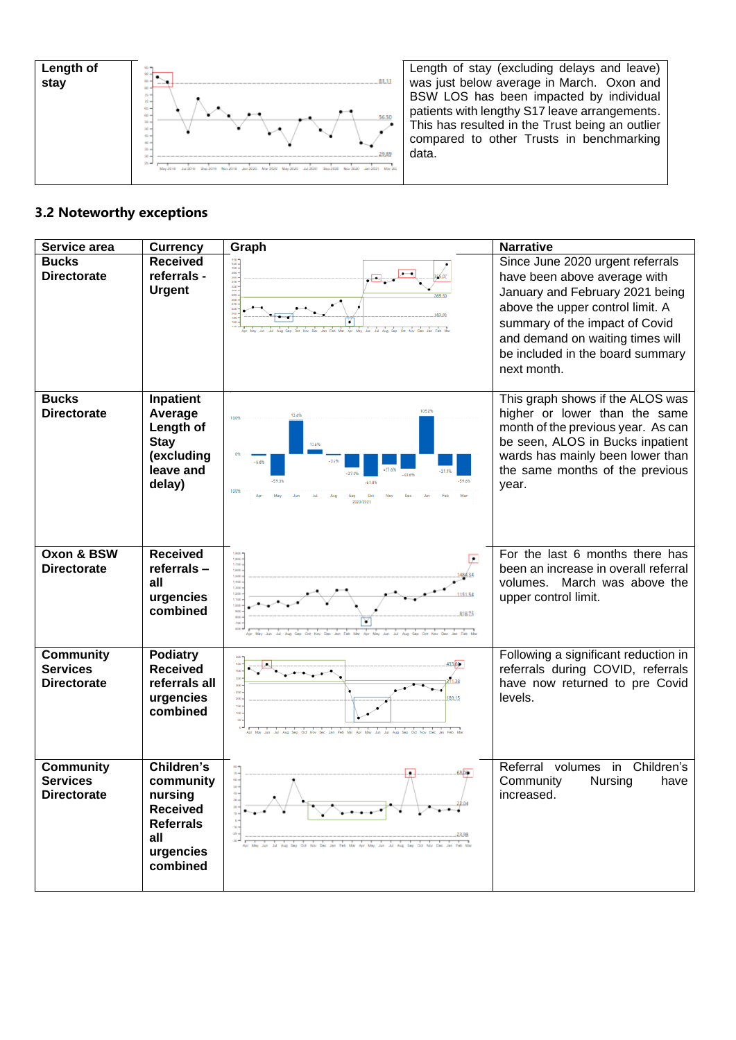| Length of stay | | Length of stay (excluding delays and leave) was just below average in March. Oxon and BSW LOS has been impacted by individual patients with lengthy S17 leave arrangements. This has resulted in the Trust being an outlier compared to other Trusts in benchmarking data. |
|---|---|---|

### 3.2 Noteworthy exceptions

| Service area | Currency | Graph | Narrative |
|---|---|---|---|
| Bucks Directorate | Received referrals - Urgent | | Since June 2020 urgent referrals have been above average with January and February 2021 being above the upper control limit. A summary of the impact of Covid and demand on waiting times will be included in the board summary next month. |
| Bucks Directorate | Inpatient Average Length of Stay (excluding leave and delay) | | This graph shows if the ALOS was higher or lower than the same month of the previous year. As can be seen, ALOS in Bucks inpatient wards has mainly been lower than the same months of the previous year. |
| Oxon & BSW Directorate | Received referrals – all urgencies combined | | For the last 6 months there has been an increase in overall referral volumes. March was above the upper control limit. |
| Community Services Directorate | Podiatry Received referrals all urgencies combined | | Following a significant reduction in referrals during COVID, referrals have now returned to pre Covid levels. |
| Community Services Directorate | Children's community nursing Received Referrals all urgencies combined | | Referral volumes in Children's Community Nursing have increased. |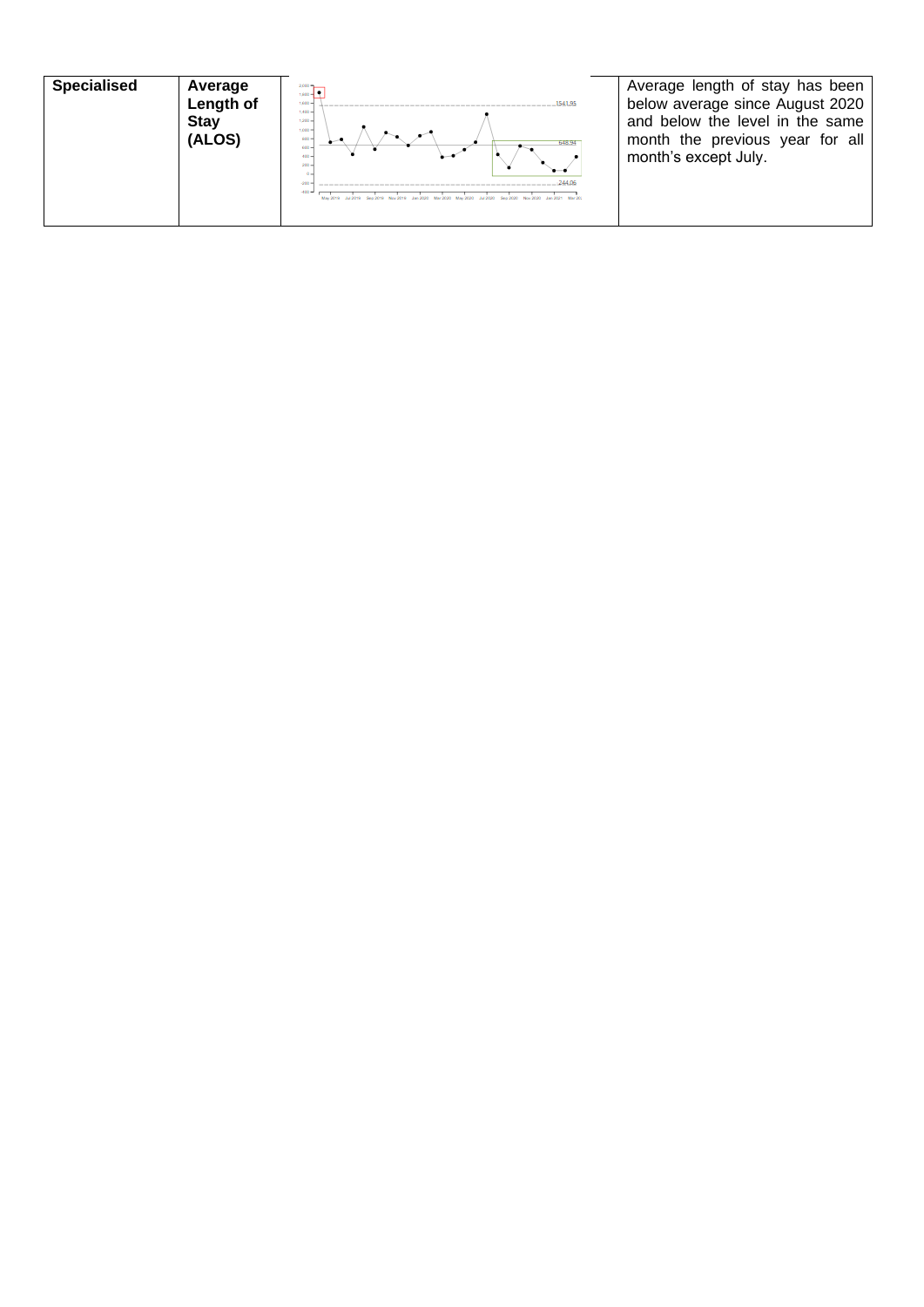| Specialised | Average Length of Stay (ALOS) | | Average length of stay has been below average since August 2020 and below the level in the same month the previous year for all month's except July. |
| --- | --- | --- | --- |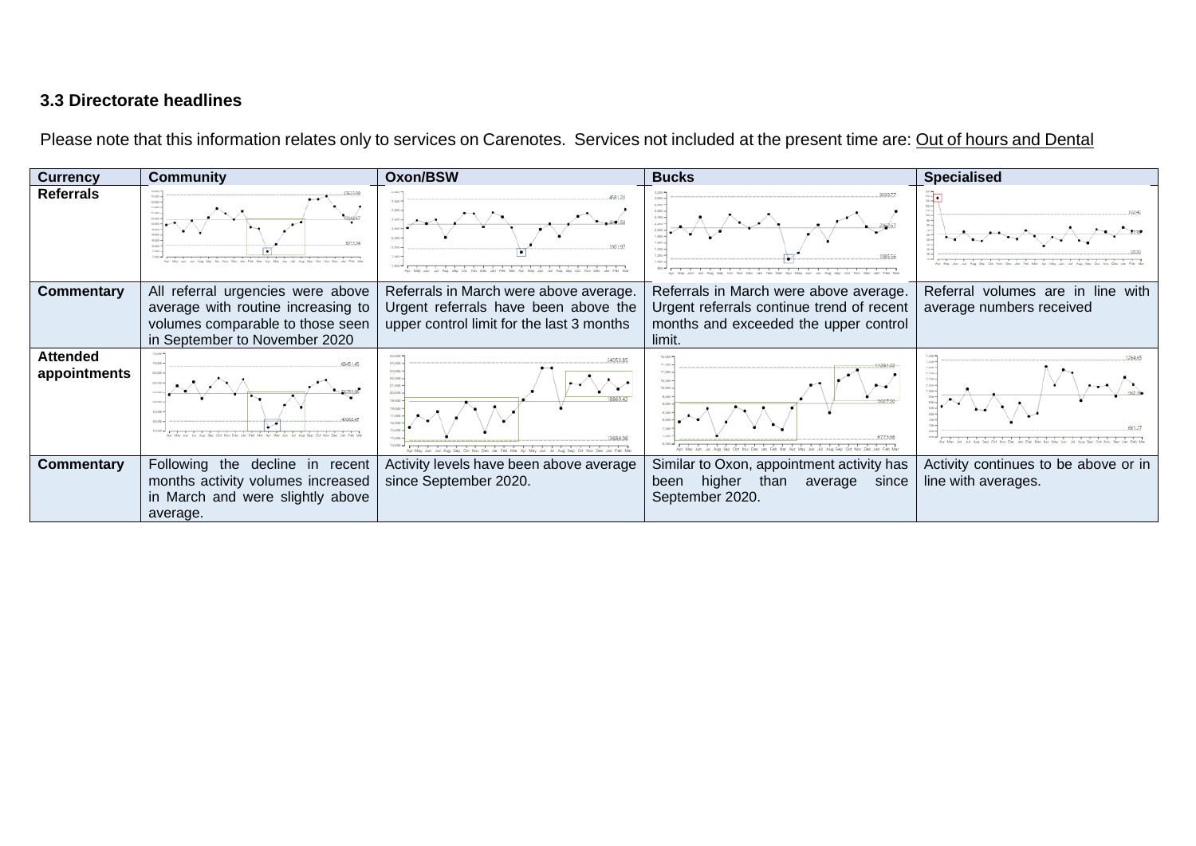### 3.3 Directorate headlines

Please note that this information relates only to services on Carenotes. Services not included at the present time are: Out of hours and Dental

| Currency | Community | Oxon/BSW | Bucks | Specialised |
|---|---|---|---|---|
| Referrals | | | | |
| Commentary | All referral urgencies were above average with routine increasing to volumes comparable to those seen in September to November 2020 | Referrals in March were above average. Urgent referrals have been above the upper control limit for the last 3 months | Referrals in March were above average. Urgent referrals continue trend of recent months and exceeded the upper control limit. | Referral volumes are in line with average numbers received |
| Attended appointments | | | | |
| Commentary | Following the decline in recent months activity volumes increased in March and were slightly above average. | Activity levels have been above average since September 2020. | Similar to Oxon, appointment activity has been higher than average since September 2020. | Activity continues to be above or in line with averages. |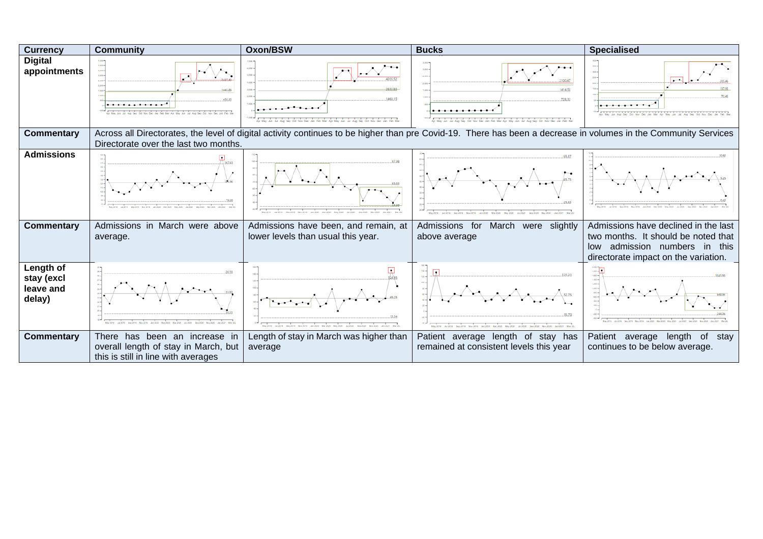| Currency | Community | Oxon/BSW | Bucks | Specialised |
|---|---|---|---|---|
| Digital appointments | | | | |
| Commentary | Across all Directorates, the level of digital activity continues to be higher than pre Covid-19. There has been a decrease in volumes in the Community Services Directorate over the last two months. | | | |
| Admissions | | | | |
| Commentary | Admissions in March were above average. | Admissions have been, and remain, at lower levels than usual this year. | Admissions for March were slightly above average | Admissions have declined in the last two months. It should be noted that low admission numbers in this directorate impact on the variation. |
| Length of stay (excl leave and delay) | | | | |
| Commentary | There has been an increase in overall length of stay in March, but this is still in line with averages | Length of stay in March was higher than average | Patient average length of stay has remained at consistent levels this year | Patient average length of stay continues to be below average. |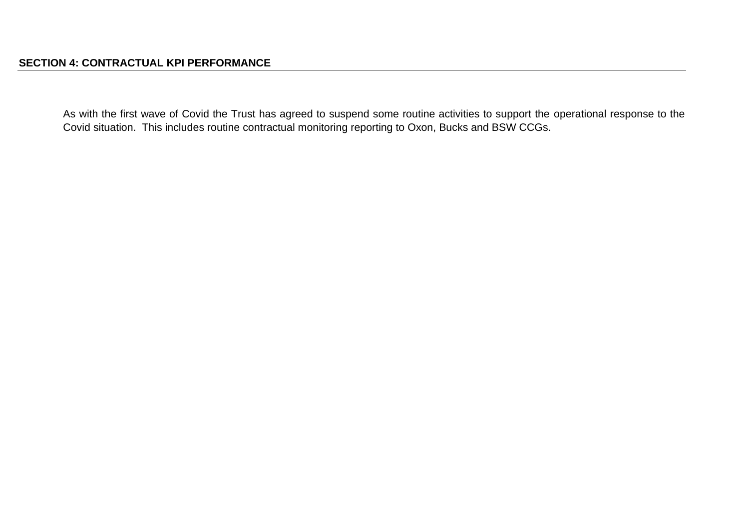## SECTION 4: CONTRACTUAL KPI PERFORMANCE

As with the first wave of Covid the Trust has agreed to suspend some routine activities to support the operational response to the Covid situation. This includes routine contractual monitoring reporting to Oxon, Bucks and BSW CCGs.